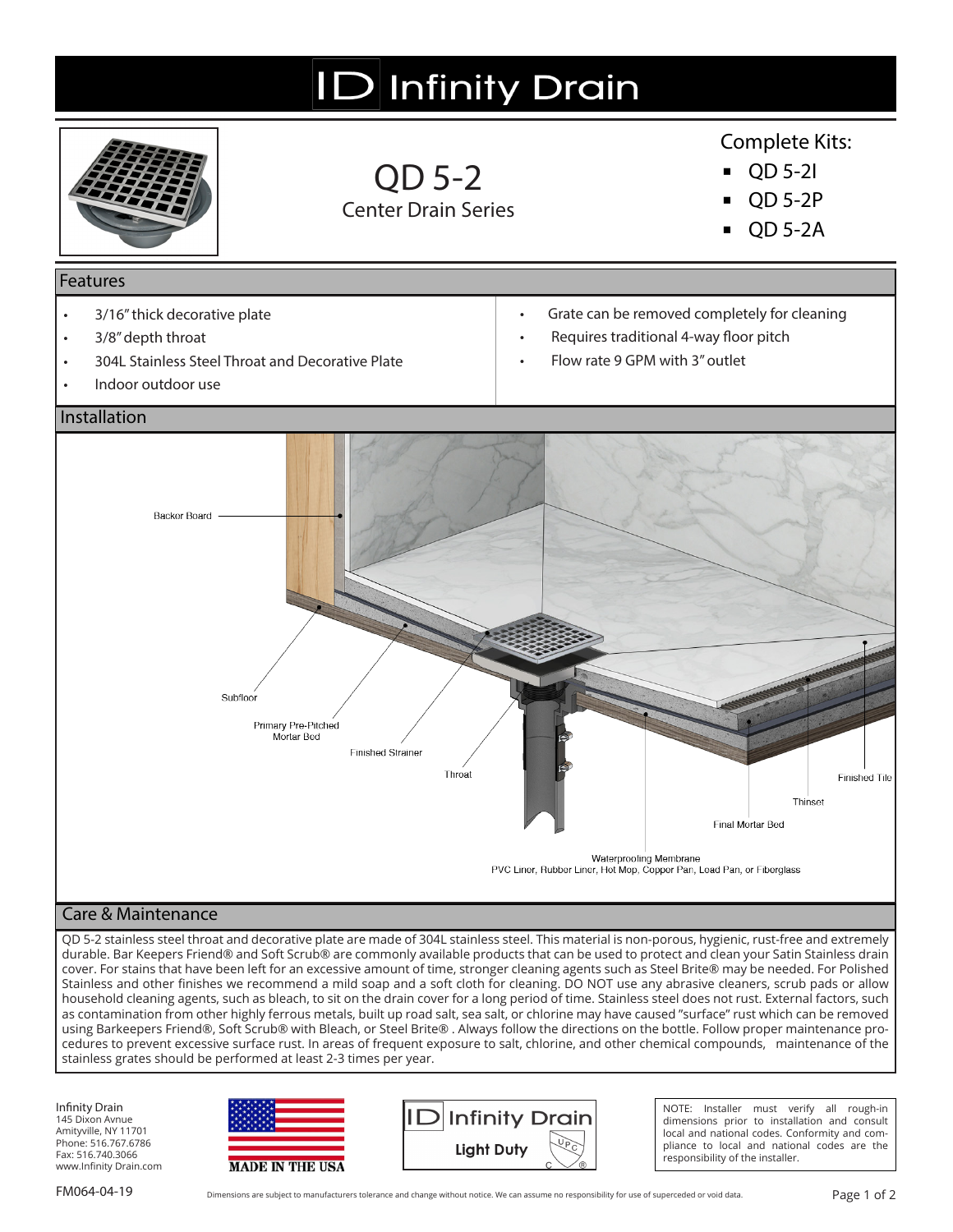# Infinity Drain

## QD 5-2

Center Drain Series

Complete Kits:

- QD 5-2I
- QD 5-2P
- QD 5-2A

## Features

- 3/16" thick decorative plate
- 3/8" depth throat
- 304L Stainless Steel Throat and Decorative Plate
- Indoor outdoor use
- Grate can be removed completely for cleaning
- Requires traditional 4-way floor pitch
- Flow rate 9 GPM with 3" outlet

## Installation

Backer Board

Subfloor

Primary Pre-Pitched Mortar Bed

Finished Strainer

Throat

Finished Tile

Thinset

Final Mortar Bed

Waterproofing Membrane
PVC Liner, Rubber Liner, Hot Mop, Copper Pan, Lead Pan, or Fiberglass

## Care & Maintenance

QD 5-2 stainless steel throat and decorative plate are made of 304L stainless steel. This material is non-porous, hygienic, rust-free and extremely durable. Bar Keepers Friend® and Soft Scrub® are commonly available products that can be used to protect and clean your Satin Stainless drain cover. For stains that have been left for an excessive amount of time, stronger cleaning agents such as Steel Brite® may be needed. For Polished Stainless and other finishes we recommend a mild soap and a soft cloth for cleaning. DO NOT use any abrasive cleaners, scrub pads or allow household cleaning agents, such as bleach, to sit on the drain cover for a long period of time. Stainless steel does not rust. External factors, such as contamination from other highly ferrous metals, built up road salt, sea salt, or chlorine may have caused "surface" rust which can be removed using Barkeepers Friend®, Soft Scrub® with Bleach, or Steel Brite® . Always follow the directions on the bottle. Follow proper maintenance procedures to prevent excessive surface rust. In areas of frequent exposure to salt, chlorine, and other chemical compounds, maintenance of the stainless grates should be performed at least 2-3 times per year.

Infinity Drain
145 Dixon Avnue
Amityville, NY 11701
Phone: 516.767.6786
Fax: 516.740.3066
www.Infinity Drain.com

MADE IN THE USA

Infinity Drain
Light Duty

NOTE: Installer must verify all rough-in dimensions prior to installation and consult local and national codes. Conformity and compliance to local and national codes are the responsibility of the installer.

FM064-04-19

Dimensions are subject to manufacturers tolerance and change without notice. We can assume no responsibility for use of superceded or void data.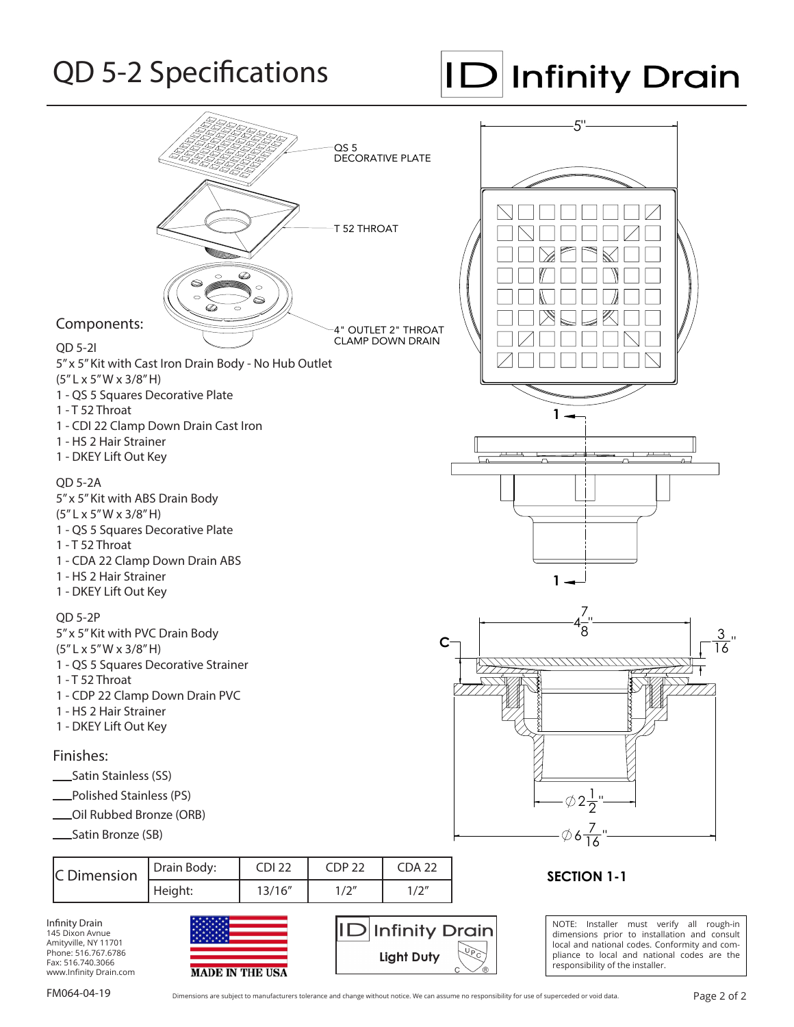# QD 5-2 Specifications

ID Infinity Drain

QS 5
DECORATIVE PLATE

T 52 THROAT

4" OUTLET 2" THROAT
CLAMP DOWN DRAIN

5"

1

1

$4\frac{7}{8}$"

C

$\frac{3}{16}$"

$\varnothing 2\frac{1}{2}$"

$\varnothing 6\frac{7}{16}$"

**SECTION 1-1**

## Components:

QD 5-2I
5" x 5" Kit with Cast Iron Drain Body - No Hub Outlet
(5" L x 5" W x 3/8" H)
1 - QS 5 Squares Decorative Plate
1 - T 52 Throat
1 - CDI 22 Clamp Down Drain Cast Iron
1 - HS 2 Hair Strainer
1 - DKEY Lift Out Key

QD 5-2A
5" x 5" Kit with ABS Drain Body
(5" L x 5" W x 3/8" H)
1 - QS 5 Squares Decorative Plate
1 - T 52 Throat
1 - CDA 22 Clamp Down Drain ABS
1 - HS 2 Hair Strainer
1 - DKEY Lift Out Key

QD 5-2P
5" x 5" Kit with PVC Drain Body
(5" L x 5" W x 3/8" H)
1 - QS 5 Squares Decorative Strainer
1 - T 52 Throat
1 - CDP 22 Clamp Down Drain PVC
1 - HS 2 Hair Strainer
1 - DKEY Lift Out Key

## Finishes:

___Satin Stainless (SS)
___Polished Stainless (PS)
___Oil Rubbed Bronze (ORB)
___Satin Bronze (SB)

| | | | | |
|---|---|---|---|---|
| C Dimension | Drain Body: | CDI 22 | CDP 22 | CDA 22 |
| | Height: | 13/16" | 1/2" | 1/2" |

Infinity Drain
145 Dixon Avnue
Amityville, NY 11701
Phone: 516.767.6786
Fax: 516.740.3066
www.Infinity Drain.com

MADE IN THE USA

ID Infinity Drain
Light Duty
UPC

NOTE: Installer must verify all rough-in dimensions prior to installation and consult local and national codes. Conformity and compliance to local and national codes are the responsibility of the installer.

FM064-04-19

Dimensions are subject to manufacturers tolerance and change without notice. We can assume no responsibility for use of superceded or void data.